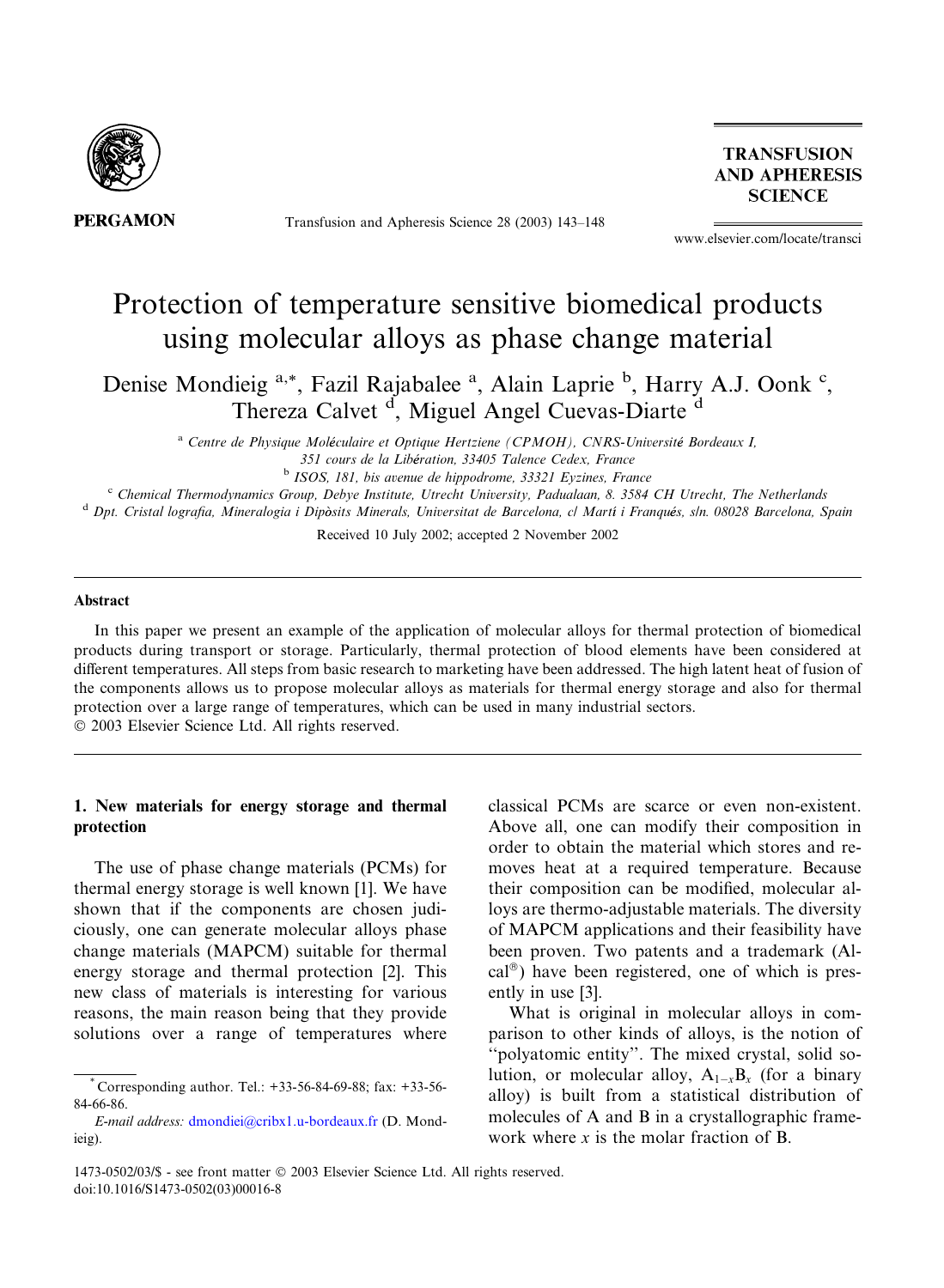# Protection of temperature sensitive biomedical products using molecular alloys as phase change material

Denise Mondieig [a,*], Fazil Rajabalee [a], Alain Laprie [b], Harry A.J. Oonk [c], Thereza Calvet [d], Miguel Angel Cuevas-Diarte [d]

[a] Centre de Physique Moléculaire et Optique Hertziene (CPMOH), CNRS-Université Bordeaux I, 351 cours de la Libération, 33405 Talence Cedex, France

[b] ISOS, 181, bis avenue de hippodrome, 33321 Eyzines, France

[c] Chemical Thermodynamics Group, Debye Institute, Utrecht University, Padualaan, 8. 3584 CH Utrecht, The Netherlands

[d] Dpt. Cristal lografia, Mineralogia i Dipòsits Minerals, Universitat de Barcelona, c/ Martí i Franqués, s/n. 08028 Barcelona, Spain

Received 10 July 2002; accepted 2 November 2002

## Abstract

In this paper we present an example of the application of molecular alloys for thermal protection of biomedical products during transport or storage. Particularly, thermal protection of blood elements have been considered at different temperatures. All steps from basic research to marketing have been addressed. The high latent heat of fusion of the components allows us to propose molecular alloys as materials for thermal energy storage and also for thermal protection over a large range of temperatures, which can be used in many industrial sectors.

© 2003 Elsevier Science Ltd. All rights reserved.

## 1. New materials for energy storage and thermal protection

The use of phase change materials (PCMs) for thermal energy storage is well known [1]. We have shown that if the components are chosen judiciously, one can generate molecular alloys phase change materials (MAPCM) suitable for thermal energy storage and thermal protection [2]. This new class of materials is interesting for various reasons, the main reason being that they provide solutions over a range of temperatures where classical PCMs are scarce or even non-existent. Above all, one can modify their composition in order to obtain the material which stores and removes heat at a required temperature. Because their composition can be modified, molecular alloys are thermo-adjustable materials. The diversity of MAPCM applications and their feasibility have been proven. Two patents and a trademark (Alcal®) have been registered, one of which is presently in use [3].

What is original in molecular alloys in comparison to other kinds of alloys, is the notion of "polyatomic entity". The mixed crystal, solid solution, or molecular alloy, $A_{1-x}B_x$ (for a binary alloy) is built from a statistical distribution of molecules of A and B in a crystallographic framework where $x$ is the molar fraction of B.

* Corresponding author. Tel.: +33-56-84-69-88; fax: +33-56-84-66-86.
E-mail address: dmondiei@cribx1.u-bordeaux.fr (D. Mondieig).

1473-0502/03/$ - see front matter © 2003 Elsevier Science Ltd. All rights reserved.
doi:10.1016/S1473-0502(03)00016-8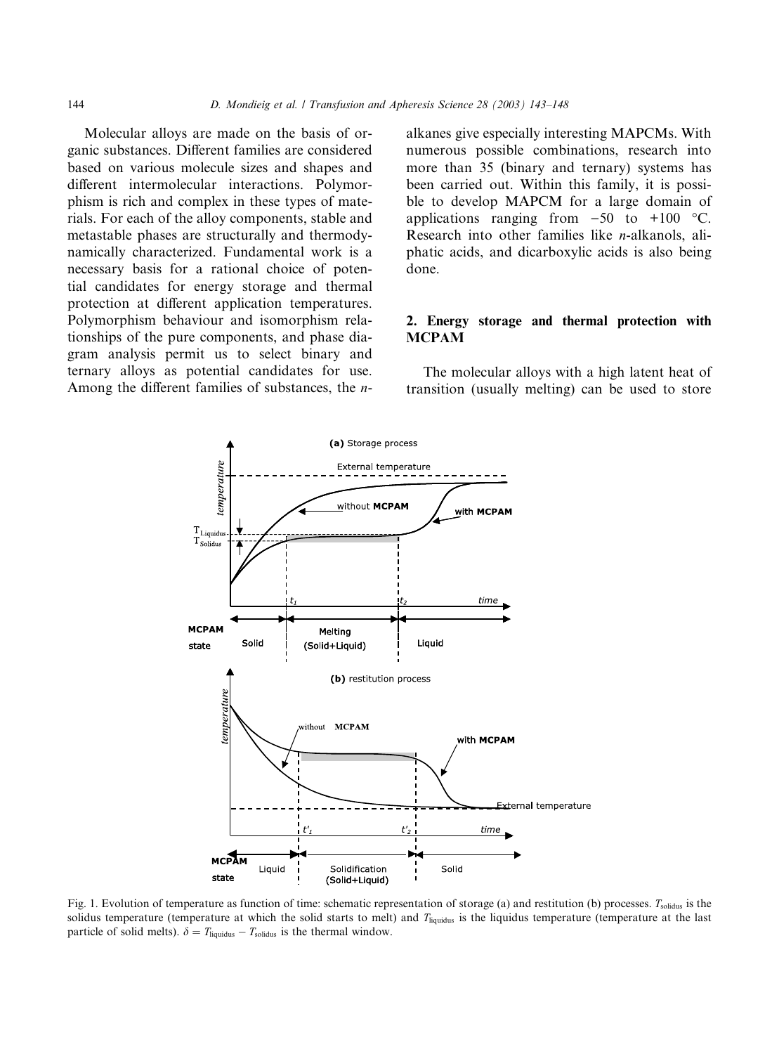Molecular alloys are made on the basis of organic substances. Different families are considered based on various molecule sizes and shapes and different intermolecular interactions. Polymorphism is rich and complex in these types of materials. For each of the alloy components, stable and metastable phases are structurally and thermodynamically characterized. Fundamental work is a necessary basis for a rational choice of potential candidates for energy storage and thermal protection at different application temperatures. Polymorphism behaviour and isomorphism relationships of the pure components, and phase diagram analysis permit us to select binary and ternary alloys as potential candidates for use. Among the different families of substances, the *n*-alkanes give especially interesting MAPCMs. With numerous possible combinations, research into more than 35 (binary and ternary) systems has been carried out. Within this family, it is possible to develop MAPCM for a large domain of applications ranging from −50 to +100 °C. Research into other families like *n*-alkanols, aliphatic acids, and dicarboxylic acids is also being done.

## 2. Energy storage and thermal protection with MCPAM

The molecular alloys with a high latent heat of transition (usually melting) can be used to store

Fig. 1. Evolution of temperature as function of time: schematic representation of storage (a) and restitution (b) processes. $T_{solidus}$ is the solidus temperature (temperature at which the solid starts to melt) and $T_{liquidus}$ is the liquidus temperature (temperature at the last particle of solid melts). $\delta = T_{liquidus} - T_{solidus}$ is the thermal window.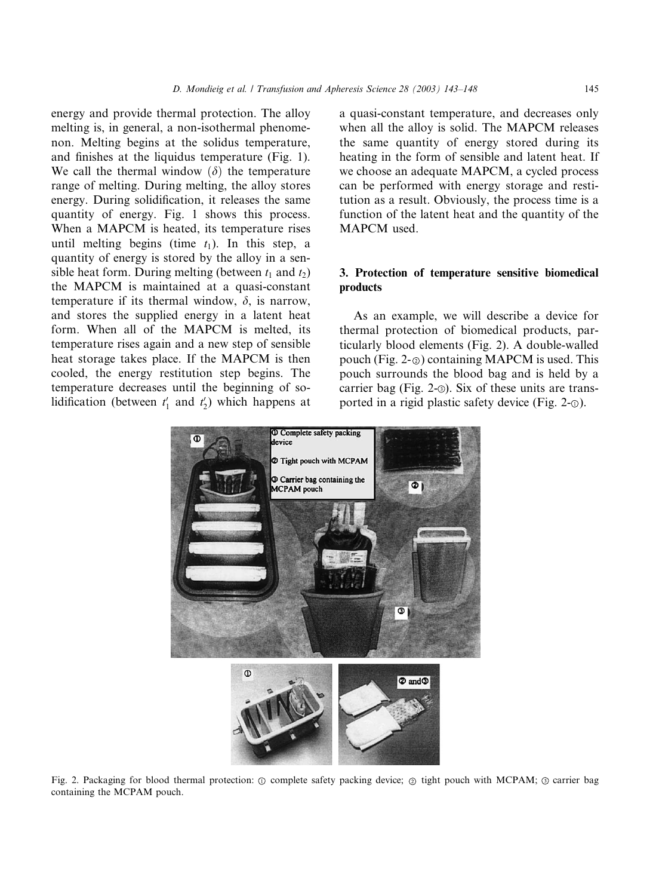energy and provide thermal protection. The alloy melting is, in general, a non-isothermal phenomenon. Melting begins at the solidus temperature, and finishes at the liquidus temperature (Fig. 1). We call the thermal window ($\delta$) the temperature range of melting. During melting, the alloy stores energy. During solidification, it releases the same quantity of energy. Fig. 1 shows this process. When a MAPCM is heated, its temperature rises until melting begins (time $t_1$). In this step, a quantity of energy is stored by the alloy in a sensible heat form. During melting (between $t_1$ and $t_2$) the MAPCM is maintained at a quasi-constant temperature if its thermal window, $\delta$, is narrow, and stores the supplied energy in a latent heat form. When all of the MAPCM is melted, its temperature rises again and a new step of sensible heat storage takes place. If the MAPCM is then cooled, the energy restitution step begins. The temperature decreases until the beginning of solidification (between $t_1'$ and $t_2'$) which happens at a quasi-constant temperature, and decreases only when all the alloy is solid. The MAPCM releases the same quantity of energy stored during its heating in the form of sensible and latent heat. If we choose an adequate MAPCM, a cycled process can be performed with energy storage and restitution as a result. Obviously, the process time is a function of the latent heat and the quantity of the MAPCM used.

## 3. Protection of temperature sensitive biomedical products

As an example, we will describe a device for thermal protection of biomedical products, particularly blood elements (Fig. 2). A double-walled pouch (Fig. 2-②) containing MAPCM is used. This pouch surrounds the blood bag and is held by a carrier bag (Fig. 2-③). Six of these units are transported in a rigid plastic safety device (Fig. 2-①).

Fig. 2. Packaging for blood thermal protection: ① complete safety packing device; ② tight pouch with MCPAM; ③ carrier bag containing the MCPAM pouch.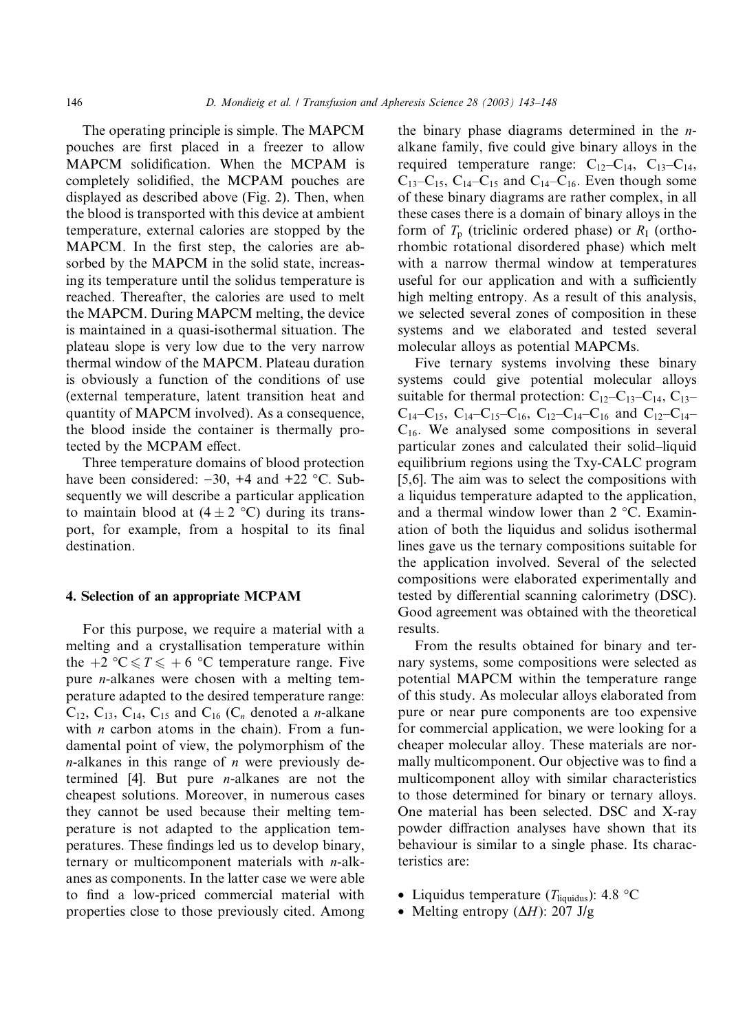The operating principle is simple. The MAPCM pouches are first placed in a freezer to allow MAPCM solidification. When the MCPAM is completely solidified, the MCPAM pouches are displayed as described above (Fig. 2). Then, when the blood is transported with this device at ambient temperature, external calories are stopped by the MAPCM. In the first step, the calories are absorbed by the MAPCM in the solid state, increasing its temperature until the solidus temperature is reached. Thereafter, the calories are used to melt the MAPCM. During MAPCM melting, the device is maintained in a quasi-isothermal situation. The plateau slope is very low due to the very narrow thermal window of the MAPCM. Plateau duration is obviously a function of the conditions of use (external temperature, latent transition heat and quantity of MAPCM involved). As a consequence, the blood inside the container is thermally protected by the MCPAM effect.

Three temperature domains of blood protection have been considered: −30, +4 and +22 °C. Subsequently we will describe a particular application to maintain blood at (4 ± 2 °C) during its transport, for example, from a hospital to its final destination.

## 4. Selection of an appropriate MCPAM

For this purpose, we require a material with a melting and a crystallisation temperature within the $+2\ °C \leqslant T \leqslant +6\ °C$ temperature range. Five pure *n*-alkanes were chosen with a melting temperature adapted to the desired temperature range: $C_{12}$, $C_{13}$, $C_{14}$, $C_{15}$ and $C_{16}$ ($C_n$ denoted a *n*-alkane with *n* carbon atoms in the chain). From a fundamental point of view, the polymorphism of the *n*-alkanes in this range of *n* were previously determined [4]. But pure *n*-alkanes are not the cheapest solutions. Moreover, in numerous cases they cannot be used because their melting temperature is not adapted to the application temperatures. These findings led us to develop binary, ternary or multicomponent materials with *n*-alkanes as components. In the latter case we were able to find a low-priced commercial material with properties close to those previously cited. Among the binary phase diagrams determined in the *n*-alkane family, five could give binary alloys in the required temperature range: $C_{12}$–$C_{14}$, $C_{13}$–$C_{14}$, $C_{13}$–$C_{15}$, $C_{14}$–$C_{15}$ and $C_{14}$–$C_{16}$. Even though some of these binary diagrams are rather complex, in all these cases there is a domain of binary alloys in the form of $T_p$ (triclinic ordered phase) or $R_I$ (orthorhombic rotational disordered phase) which melt with a narrow thermal window at temperatures useful for our application and with a sufficiently high melting entropy. As a result of this analysis, we selected several zones of composition in these systems and we elaborated and tested several molecular alloys as potential MAPCMs.

Five ternary systems involving these binary systems could give potential molecular alloys suitable for thermal protection: $C_{12}$–$C_{13}$–$C_{14}$, $C_{13}$–$C_{14}$–$C_{15}$, $C_{14}$–$C_{15}$–$C_{16}$, $C_{12}$–$C_{14}$–$C_{16}$ and $C_{12}$–$C_{14}$–$C_{16}$. We analysed some compositions in several particular zones and calculated their solid–liquid equilibrium regions using the Txy-CALC program [5,6]. The aim was to select the compositions with a liquidus temperature adapted to the application, and a thermal window lower than 2 °C. Examination of both the liquidus and solidus isothermal lines gave us the ternary compositions suitable for the application involved. Several of the selected compositions were elaborated experimentally and tested by differential scanning calorimetry (DSC). Good agreement was obtained with the theoretical results.

From the results obtained for binary and ternary systems, some compositions were selected as potential MAPCM within the temperature range of this study. As molecular alloys elaborated from pure or near pure components are too expensive for commercial application, we were looking for a cheaper molecular alloy. These materials are normally multicomponent. Our objective was to find a multicomponent alloy with similar characteristics to those determined for binary or ternary alloys. One material has been selected. DSC and X-ray powder diffraction analyses have shown that its behaviour is similar to a single phase. Its characteristics are:

- Liquidus temperature ($T_{liquidus}$): 4.8 °C
- Melting entropy ($\Delta H$): 207 J/g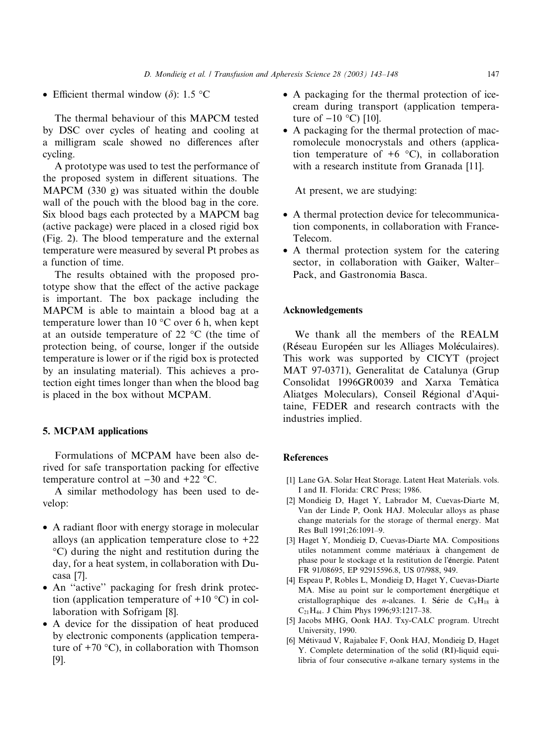- Efficient thermal window ($\delta$): 1.5 °C

The thermal behaviour of this MAPCM tested by DSC over cycles of heating and cooling at a milligram scale showed no differences after cycling.

A prototype was used to test the performance of the proposed system in different situations. The MAPCM (330 g) was situated within the double wall of the pouch with the blood bag in the core. Six blood bags each protected by a MAPCM bag (active package) were placed in a closed rigid box (Fig. 2). The blood temperature and the external temperature were measured by several Pt probes as a function of time.

The results obtained with the proposed prototype show that the effect of the active package is important. The box package including the MAPCM is able to maintain a blood bag at a temperature lower than 10 °C over 6 h, when kept at an outside temperature of 22 °C (the time of protection being, of course, longer if the outside temperature is lower or if the rigid box is protected by an insulating material). This achieves a protection eight times longer than when the blood bag is placed in the box without MCPAM.

## 5. MCPAM applications

Formulations of MCPAM have been also derived for safe transportation packing for effective temperature control at −30 and +22 °C.

A similar methodology has been used to develop:

- A radiant floor with energy storage in molecular alloys (an application temperature close to +22 °C) during the night and restitution during the day, for a heat system, in collaboration with Ducasa [7].
- An "active" packaging for fresh drink protection (application temperature of +10 °C) in collaboration with Sofrigam [8].
- A device for the dissipation of heat produced by electronic components (application temperature of +70 °C), in collaboration with Thomson [9].
- A packaging for the thermal protection of ice-cream during transport (application temperature of −10 °C) [10].
- A packaging for the thermal protection of macromolecule monocrystals and others (application temperature of +6 °C), in collaboration with a research institute from Granada [11].

At present, we are studying:

- A thermal protection device for telecommunication components, in collaboration with France-Telecom.
- A thermal protection system for the catering sector, in collaboration with Gaiker, Walter–Pack, and Gastronomia Basca.

## Acknowledgements

We thank all the members of the REALM (Réseau Européen sur les Alliages Moléculaires). This work was supported by CICYT (project MAT 97-0371), Generalitat de Catalunya (Grup Consolidat 1996GR0039 and Xarxa Temàtica Aliatges Moleculars), Conseil Régional d'Aquitaine, FEDER and research contracts with the industries implied.

## References

[1] Lane GA. Solar Heat Storage. Latent Heat Materials. vols. I and II. Florida: CRC Press; 1986.

[2] Mondieig D, Haget Y, Labrador M, Cuevas-Diarte M, Van der Linde P, Oonk HAJ. Molecular alloys as phase change materials for the storage of thermal energy. Mat Res Bull 1991;26:1091–9.

[3] Haget Y, Mondieig D, Cuevas-Diarte MA. Compositions utiles notamment comme matériaux à changement de phase pour le stockage et la restitution de l'énergie. Patent FR 91/08695, EP 92915596.8, US 07/988, 949.

[4] Espeau P, Robles L, Mondieig D, Haget Y, Cuevas-Diarte MA. Mise au point sur le comportement énergétique et cristallographique des *n*-alcanes. I. Série de $C_8H_{18}$ à $C_{21}H_{44}$. J Chim Phys 1996;93:1217–38.

[5] Jacobs MHG, Oonk HAJ. Txy-CALC program. Utrecht University, 1990.

[6] Métivaud V, Rajabalee F, Oonk HAJ, Mondieig D, Haget Y. Complete determination of the solid (RI)-liquid equilibria of four consecutive *n*-alkane ternary systems in the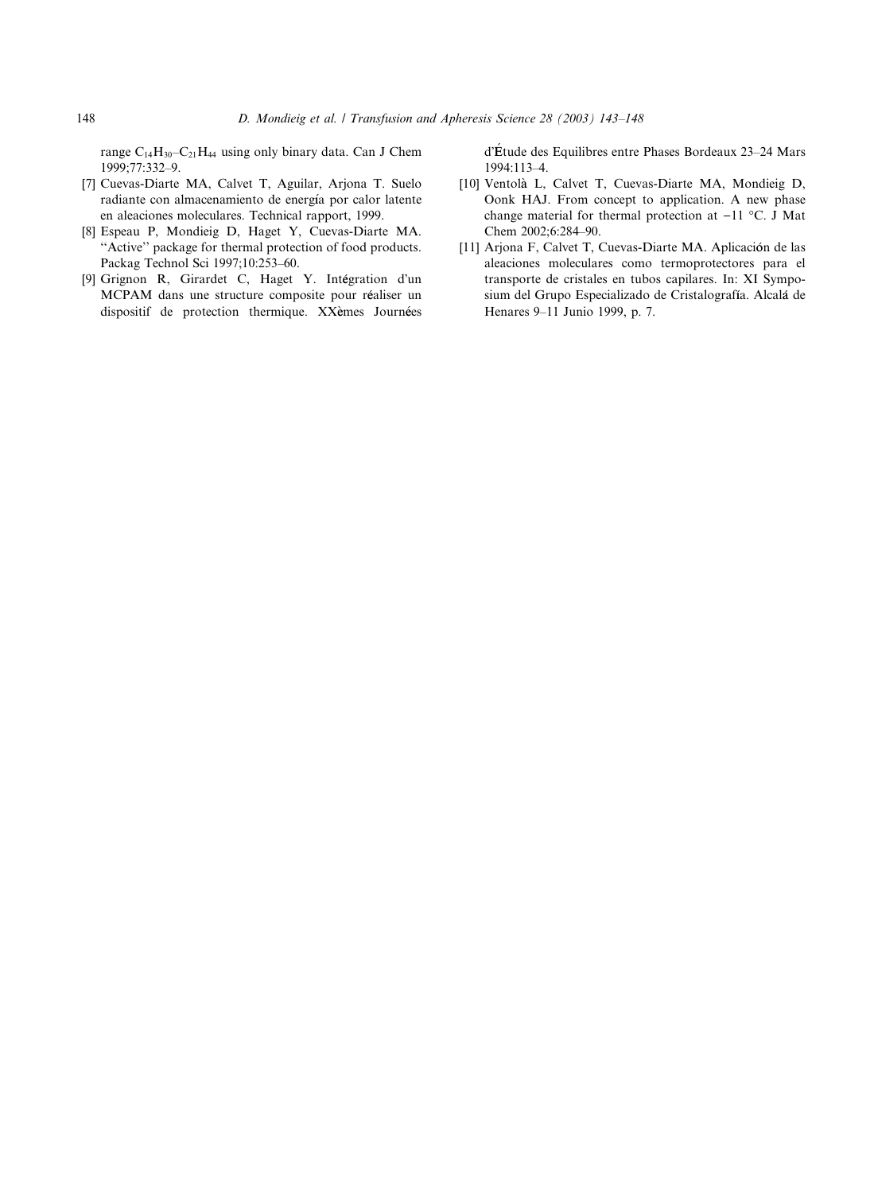range $C_{14}H_{30}$–$C_{21}H_{44}$ using only binary data. Can J Chem 1999;77:332–9.

[7] Cuevas-Diarte MA, Calvet T, Aguilar, Arjona T. Suelo radiante con almacenamiento de energía por calor latente en aleaciones moleculares. Technical rapport, 1999.

[8] Espeau P, Mondieig D, Haget Y, Cuevas-Diarte MA. ''Active'' package for thermal protection of food products. Packag Technol Sci 1997;10:253–60.

[9] Grignon R, Girardet C, Haget Y. Intégration d'un MCPAM dans une structure composite pour réaliser un dispositif de protection thermique. XXèmes Journées d'Étude des Equilibres entre Phases Bordeaux 23–24 Mars 1994:113–4.

[10] Ventolà L, Calvet T, Cuevas-Diarte MA, Mondieig D, Oonk HAJ. From concept to application. A new phase change material for thermal protection at −11 °C. J Mat Chem 2002;6:284–90.

[11] Arjona F, Calvet T, Cuevas-Diarte MA. Aplicación de las aleaciones moleculares como termoprotectores para el transporte de cristales en tubos capilares. In: XI Symposium del Grupo Especializado de Cristalografía. Alcalá de Henares 9–11 Junio 1999, p. 7.